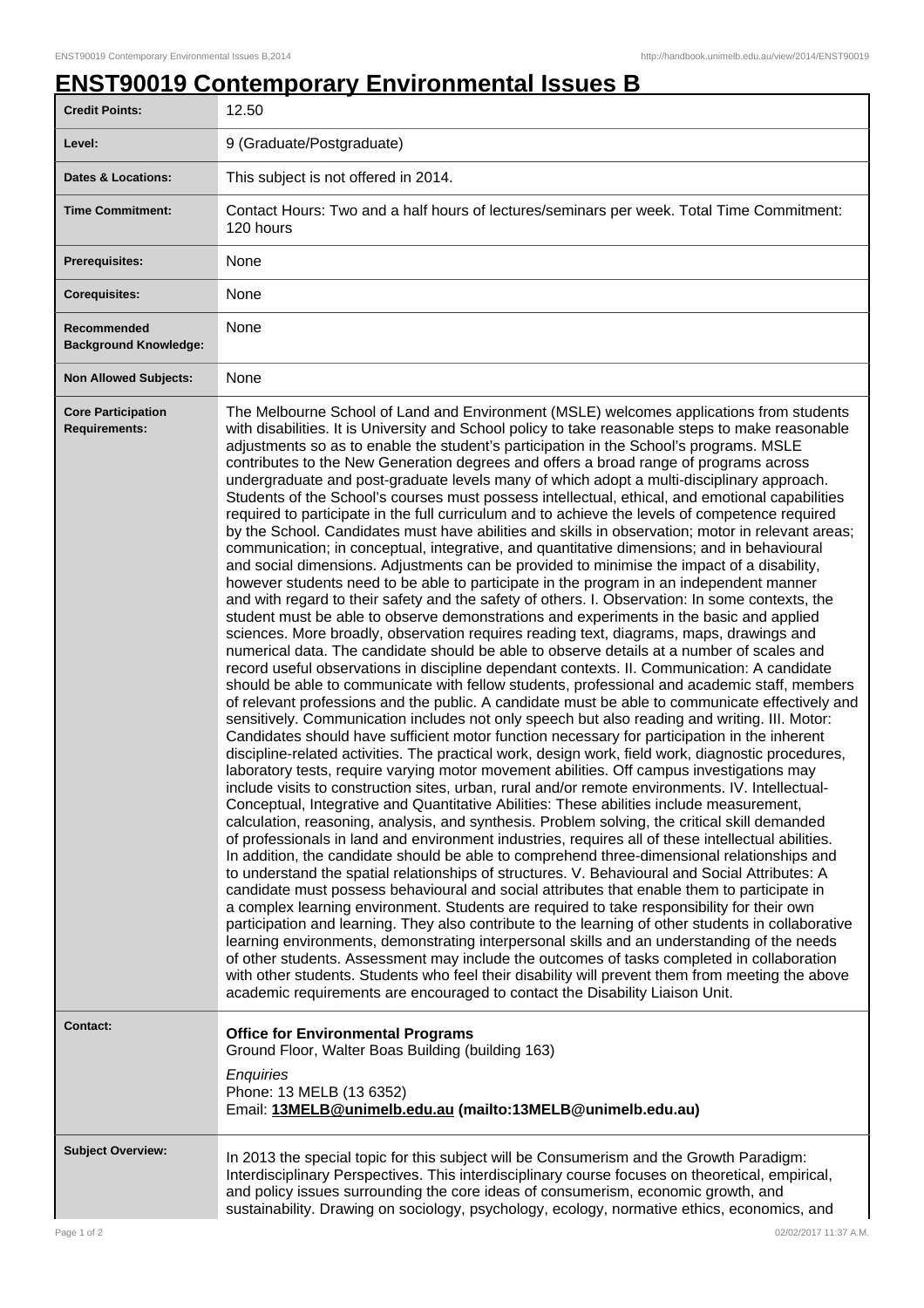# ENST90019 Contemporary Environmental Issues B

| | |
|---|---|
| **Credit Points:** | 12.50 |
| **Level:** | 9 (Graduate/Postgraduate) |
| **Dates & Locations:** | This subject is not offered in 2014. |
| **Time Commitment:** | Contact Hours: Two and a half hours of lectures/seminars per week. Total Time Commitment: 120 hours |
| **Prerequisites:** | None |
| **Corequisites:** | None |
| **Recommended Background Knowledge:** | None |
| **Non Allowed Subjects:** | None |
| **Core Participation Requirements:** | The Melbourne School of Land and Environment (MSLE) welcomes applications from students with disabilities. It is University and School policy to take reasonable steps to make reasonable adjustments so as to enable the student's participation in the School's programs. MSLE contributes to the New Generation degrees and offers a broad range of programs across undergraduate and post-graduate levels many of which adopt a multi-disciplinary approach. Students of the School's courses must possess intellectual, ethical, and emotional capabilities required to participate in the full curriculum and to achieve the levels of competence required by the School. Candidates must have abilities and skills in observation; motor in relevant areas; communication; in conceptual, integrative, and quantitative dimensions; and in behavioural and social dimensions. Adjustments can be provided to minimise the impact of a disability, however students need to be able to participate in the program in an independent manner and with regard to their safety and the safety of others. I. Observation: In some contexts, the student must be able to observe demonstrations and experiments in the basic and applied sciences. More broadly, observation requires reading text, diagrams, maps, drawings and numerical data. The candidate should be able to observe details at a number of scales and record useful observations in discipline dependant contexts. II. Communication: A candidate should be able to communicate with fellow students, professional and academic staff, members of relevant professions and the public. A candidate must be able to communicate effectively and sensitively. Communication includes not only speech but also reading and writing. III. Motor: Candidates should have sufficient motor function necessary for participation in the inherent discipline-related activities. The practical work, design work, field work, diagnostic procedures, laboratory tests, require varying motor movement abilities. Off campus investigations may include visits to construction sites, urban, rural and/or remote environments. IV. Intellectual-Conceptual, Integrative and Quantitative Abilities: These abilities include measurement, calculation, reasoning, analysis, and synthesis. Problem solving, the critical skill demanded of professionals in land and environment industries, requires all of these intellectual abilities. In addition, the candidate should be able to comprehend three-dimensional relationships and to understand the spatial relationships of structures. V. Behavioural and Social Attributes: A candidate must possess behavioural and social attributes that enable them to participate in a complex learning environment. Students are required to take responsibility for their own participation and learning. They also contribute to the learning of other students in collaborative learning environments, demonstrating interpersonal skills and an understanding of the needs of other students. Assessment may include the outcomes of tasks completed in collaboration with other students. Students who feel their disability will prevent them from meeting the above academic requirements are encouraged to contact the Disability Liaison Unit. |
| **Contact:** | **Office for Environmental Programs**<br>Ground Floor, Walter Boas Building (building 163)<br>*Enquiries*<br>Phone: 13 MELB (13 6352)<br>Email: **13MELB@unimelb.edu.au (mailto:13MELB@unimelb.edu.au)** |
| **Subject Overview:** | In 2013 the special topic for this subject will be Consumerism and the Growth Paradigm: Interdisciplinary Perspectives. This interdisciplinary course focuses on theoretical, empirical, and policy issues surrounding the core ideas of consumerism, economic growth, and sustainability. Drawing on sociology, psychology, ecology, normative ethics, economics, and |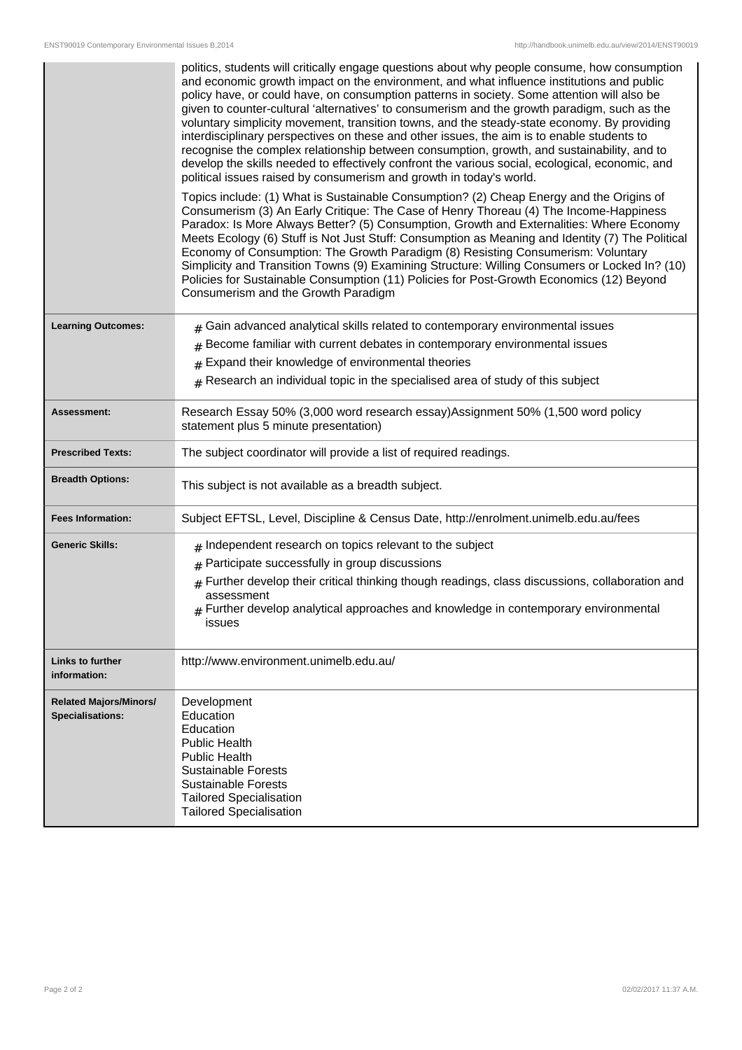| | |
|---|---|
| | politics, students will critically engage questions about why people consume, how consumption and economic growth impact on the environment, and what influence institutions and public policy have, or could have, on consumption patterns in society. Some attention will also be given to counter-cultural 'alternatives' to consumerism and the growth paradigm, such as the voluntary simplicity movement, transition towns, and the steady-state economy. By providing interdisciplinary perspectives on these and other issues, the aim is to enable students to recognise the complex relationship between consumption, growth, and sustainability, and to develop the skills needed to effectively confront the various social, ecological, economic, and political issues raised by consumerism and growth in today's world.<br><br>Topics include: (1) What is Sustainable Consumption? (2) Cheap Energy and the Origins of Consumerism (3) An Early Critique: The Case of Henry Thoreau (4) The Income-Happiness Paradox: Is More Always Better? (5) Consumption, Growth and Externalities: Where Economy Meets Ecology (6) Stuff is Not Just Stuff: Consumption as Meaning and Identity (7) The Political Economy of Consumption: The Growth Paradigm (8) Resisting Consumerism: Voluntary Simplicity and Transition Towns (9) Examining Structure: Willing Consumers or Locked In? (10) Policies for Sustainable Consumption (11) Policies for Post-Growth Economics (12) Beyond Consumerism and the Growth Paradigm |
| **Learning Outcomes:** | # Gain advanced analytical skills related to contemporary environmental issues<br># Become familiar with current debates in contemporary environmental issues<br># Expand their knowledge of environmental theories<br># Research an individual topic in the specialised area of study of this subject |
| **Assessment:** | Research Essay 50% (3,000 word research essay)Assignment 50% (1,500 word policy statement plus 5 minute presentation) |
| **Prescribed Texts:** | The subject coordinator will provide a list of required readings. |
| **Breadth Options:** | This subject is not available as a breadth subject. |
| **Fees Information:** | Subject EFTSL, Level, Discipline & Census Date, http://enrolment.unimelb.edu.au/fees |
| **Generic Skills:** | # Independent research on topics relevant to the subject<br># Participate successfully in group discussions<br># Further develop their critical thinking though readings, class discussions, collaboration and assessment<br># Further develop analytical approaches and knowledge in contemporary environmental issues |
| **Links to further information:** | http://www.environment.unimelb.edu.au/ |
| **Related Majors/Minors/ Specialisations:** | Development<br>Education<br>Education<br>Public Health<br>Public Health<br>Sustainable Forests<br>Sustainable Forests<br>Tailored Specialisation<br>Tailored Specialisation |